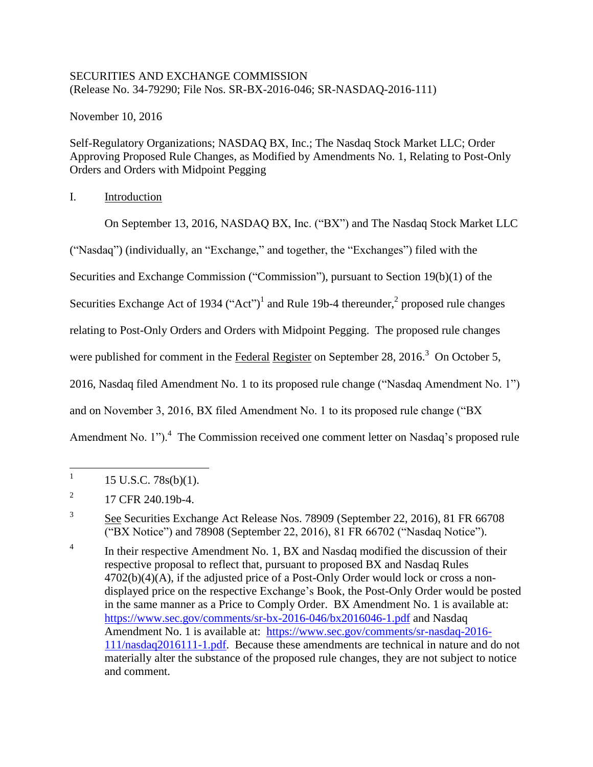SECURITIES AND EXCHANGE COMMISSION
(Release No. 34-79290; File Nos. SR-BX-2016-046; SR-NASDAQ-2016-111)

November 10, 2016

Self-Regulatory Organizations; NASDAQ BX, Inc.; The Nasdaq Stock Market LLC; Order Approving Proposed Rule Changes, as Modified by Amendments No. 1, Relating to Post-Only Orders and Orders with Midpoint Pegging

I. Introduction

On September 13, 2016, NASDAQ BX, Inc. ("BX") and The Nasdaq Stock Market LLC ("Nasdaq") (individually, an "Exchange," and together, the "Exchanges") filed with the Securities and Exchange Commission ("Commission"), pursuant to Section 19(b)(1) of the Securities Exchange Act of 1934 ("Act")[1] and Rule 19b-4 thereunder,[2] proposed rule changes relating to Post-Only Orders and Orders with Midpoint Pegging. The proposed rule changes were published for comment in the Federal Register on September 28, 2016.[3] On October 5, 2016, Nasdaq filed Amendment No. 1 to its proposed rule change ("Nasdaq Amendment No. 1") and on November 3, 2016, BX filed Amendment No. 1 to its proposed rule change ("BX Amendment No. 1").[4] The Commission received one comment letter on Nasdaq's proposed rule

---

[1] 15 U.S.C. 78s(b)(1).

[2] 17 CFR 240.19b-4.

[3] See Securities Exchange Act Release Nos. 78909 (September 22, 2016), 81 FR 66708 ("BX Notice") and 78908 (September 22, 2016), 81 FR 66702 ("Nasdaq Notice").

[4] In their respective Amendment No. 1, BX and Nasdaq modified the discussion of their respective proposal to reflect that, pursuant to proposed BX and Nasdaq Rules 4702(b)(4)(A), if the adjusted price of a Post-Only Order would lock or cross a non-displayed price on the respective Exchange's Book, the Post-Only Order would be posted in the same manner as a Price to Comply Order. BX Amendment No. 1 is available at: https://www.sec.gov/comments/sr-bx-2016-046/bx2016046-1.pdf and Nasdaq Amendment No. 1 is available at: https://www.sec.gov/comments/sr-nasdaq-2016-111/nasdaq2016111-1.pdf. Because these amendments are technical in nature and do not materially alter the substance of the proposed rule changes, they are not subject to notice and comment.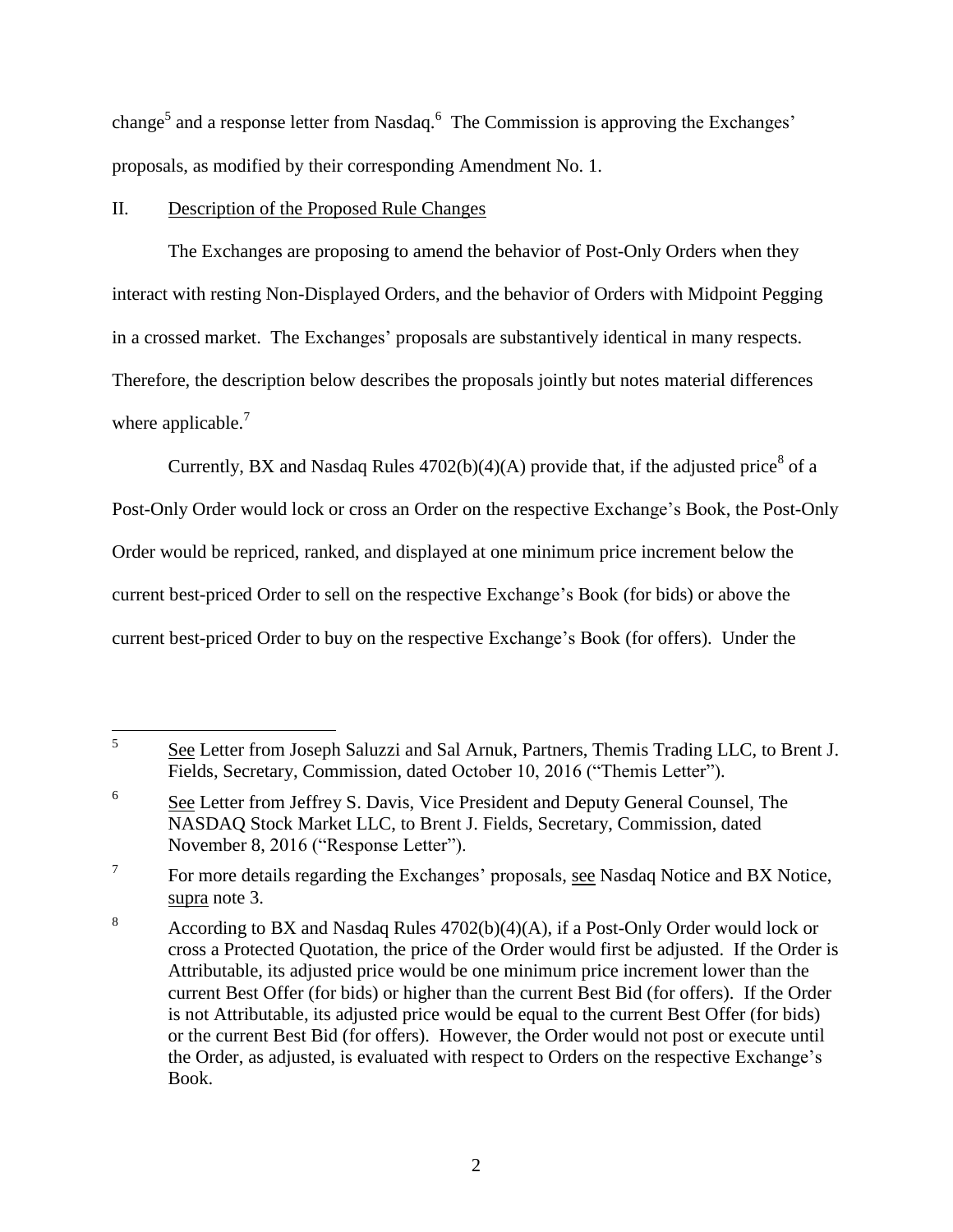change[5] and a response letter from Nasdaq.[6] The Commission is approving the Exchanges' proposals, as modified by their corresponding Amendment No. 1.

## II. Description of the Proposed Rule Changes

The Exchanges are proposing to amend the behavior of Post-Only Orders when they interact with resting Non-Displayed Orders, and the behavior of Orders with Midpoint Pegging in a crossed market. The Exchanges' proposals are substantively identical in many respects. Therefore, the description below describes the proposals jointly but notes material differences where applicable.[7]

Currently, BX and Nasdaq Rules 4702(b)(4)(A) provide that, if the adjusted price[8] of a Post-Only Order would lock or cross an Order on the respective Exchange's Book, the Post-Only Order would be repriced, ranked, and displayed at one minimum price increment below the current best-priced Order to sell on the respective Exchange's Book (for bids) or above the current best-priced Order to buy on the respective Exchange's Book (for offers). Under the

---

[5] See Letter from Joseph Saluzzi and Sal Arnuk, Partners, Themis Trading LLC, to Brent J. Fields, Secretary, Commission, dated October 10, 2016 ("Themis Letter").

[6] See Letter from Jeffrey S. Davis, Vice President and Deputy General Counsel, The NASDAQ Stock Market LLC, to Brent J. Fields, Secretary, Commission, dated November 8, 2016 ("Response Letter").

[7] For more details regarding the Exchanges' proposals, see Nasdaq Notice and BX Notice, supra note 3.

[8] According to BX and Nasdaq Rules 4702(b)(4)(A), if a Post-Only Order would lock or cross a Protected Quotation, the price of the Order would first be adjusted. If the Order is Attributable, its adjusted price would be one minimum price increment lower than the current Best Offer (for bids) or higher than the current Best Bid (for offers). If the Order is not Attributable, its adjusted price would be equal to the current Best Offer (for bids) or the current Best Bid (for offers). However, the Order would not post or execute until the Order, as adjusted, is evaluated with respect to Orders on the respective Exchange's Book.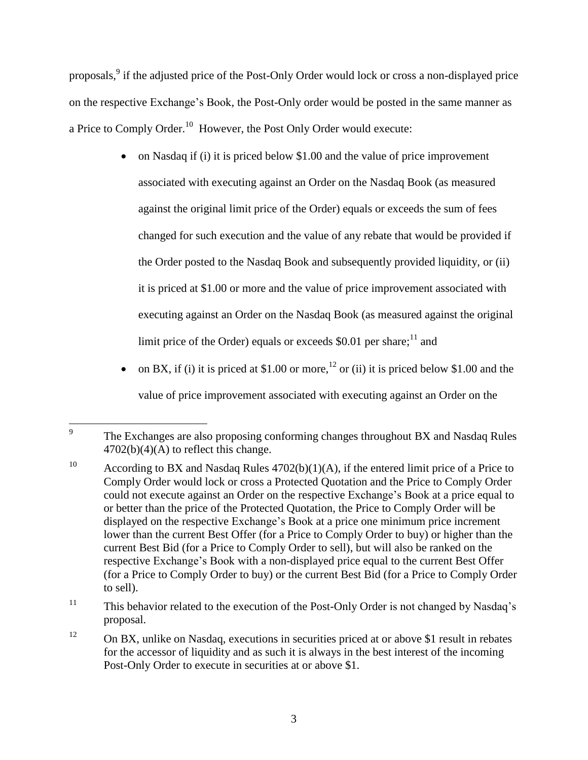proposals,[9] if the adjusted price of the Post-Only Order would lock or cross a non-displayed price on the respective Exchange's Book, the Post-Only order would be posted in the same manner as a Price to Comply Order.[10] However, the Post Only Order would execute:

- on Nasdaq if (i) it is priced below $1.00 and the value of price improvement associated with executing against an Order on the Nasdaq Book (as measured against the original limit price of the Order) equals or exceeds the sum of fees changed for such execution and the value of any rebate that would be provided if the Order posted to the Nasdaq Book and subsequently provided liquidity, or (ii) it is priced at $1.00 or more and the value of price improvement associated with executing against an Order on the Nasdaq Book (as measured against the original limit price of the Order) equals or exceeds $0.01 per share;[11] and
- on BX, if (i) it is priced at $1.00 or more,[12] or (ii) it is priced below $1.00 and the value of price improvement associated with executing against an Order on the

---

[9] The Exchanges are also proposing conforming changes throughout BX and Nasdaq Rules 4702(b)(4)(A) to reflect this change.

[10] According to BX and Nasdaq Rules 4702(b)(1)(A), if the entered limit price of a Price to Comply Order would lock or cross a Protected Quotation and the Price to Comply Order could not execute against an Order on the respective Exchange's Book at a price equal to or better than the price of the Protected Quotation, the Price to Comply Order will be displayed on the respective Exchange's Book at a price one minimum price increment lower than the current Best Offer (for a Price to Comply Order to buy) or higher than the current Best Bid (for a Price to Comply Order to sell), but will also be ranked on the respective Exchange's Book with a non-displayed price equal to the current Best Offer (for a Price to Comply Order to buy) or the current Best Bid (for a Price to Comply Order to sell).

[11] This behavior related to the execution of the Post-Only Order is not changed by Nasdaq's proposal.

[12] On BX, unlike on Nasdaq, executions in securities priced at or above $1 result in rebates for the accessor of liquidity and as such it is always in the best interest of the incoming Post-Only Order to execute in securities at or above $1.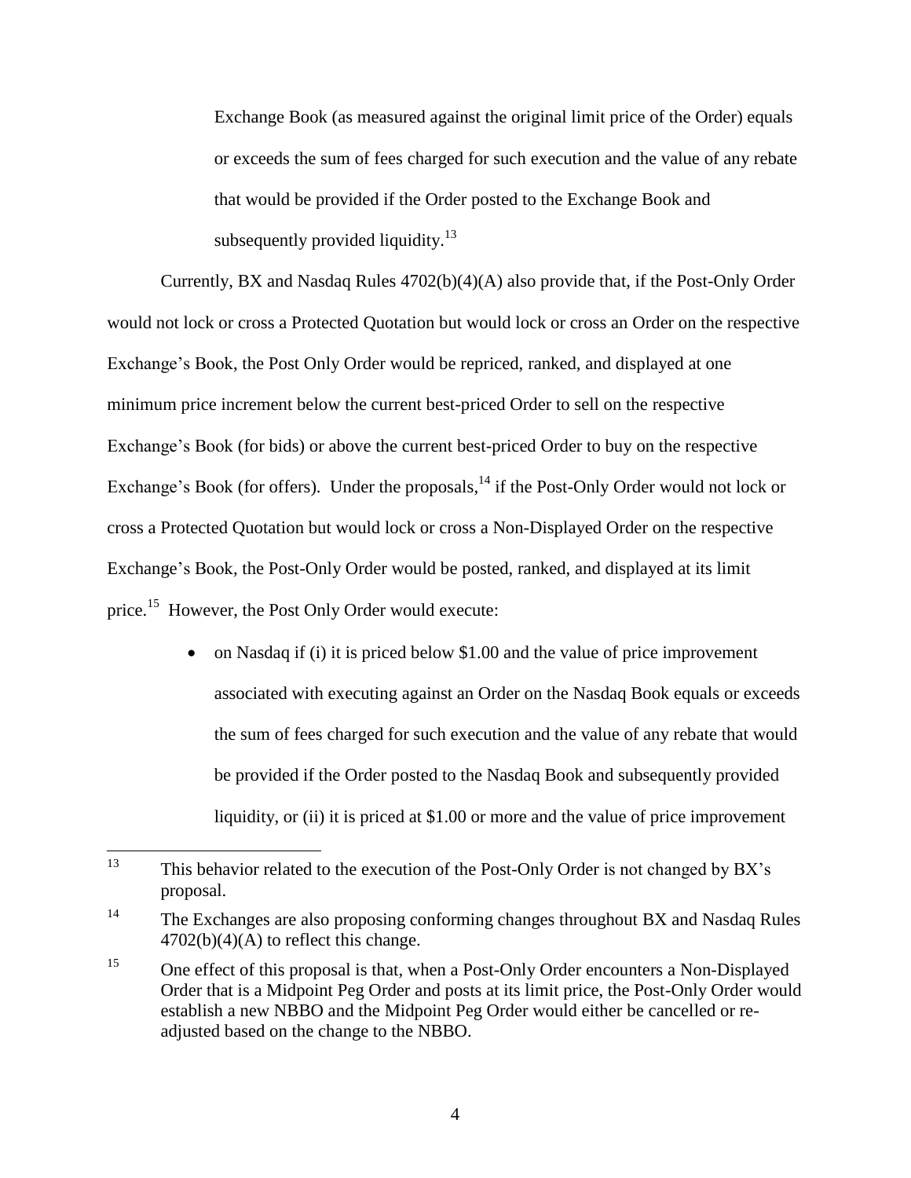Exchange Book (as measured against the original limit price of the Order) equals or exceeds the sum of fees charged for such execution and the value of any rebate that would be provided if the Order posted to the Exchange Book and subsequently provided liquidity.[13]

Currently, BX and Nasdaq Rules 4702(b)(4)(A) also provide that, if the Post-Only Order would not lock or cross a Protected Quotation but would lock or cross an Order on the respective Exchange's Book, the Post Only Order would be repriced, ranked, and displayed at one minimum price increment below the current best-priced Order to sell on the respective Exchange's Book (for bids) or above the current best-priced Order to buy on the respective Exchange's Book (for offers). Under the proposals,[14] if the Post-Only Order would not lock or cross a Protected Quotation but would lock or cross a Non-Displayed Order on the respective Exchange's Book, the Post-Only Order would be posted, ranked, and displayed at its limit price.[15] However, the Post Only Order would execute:

- on Nasdaq if (i) it is priced below $1.00 and the value of price improvement associated with executing against an Order on the Nasdaq Book equals or exceeds the sum of fees charged for such execution and the value of any rebate that would be provided if the Order posted to the Nasdaq Book and subsequently provided liquidity, or (ii) it is priced at $1.00 or more and the value of price improvement

---

[13] This behavior related to the execution of the Post-Only Order is not changed by BX's proposal.

[14] The Exchanges are also proposing conforming changes throughout BX and Nasdaq Rules 4702(b)(4)(A) to reflect this change.

[15] One effect of this proposal is that, when a Post-Only Order encounters a Non-Displayed Order that is a Midpoint Peg Order and posts at its limit price, the Post-Only Order would establish a new NBBO and the Midpoint Peg Order would either be cancelled or re-adjusted based on the change to the NBBO.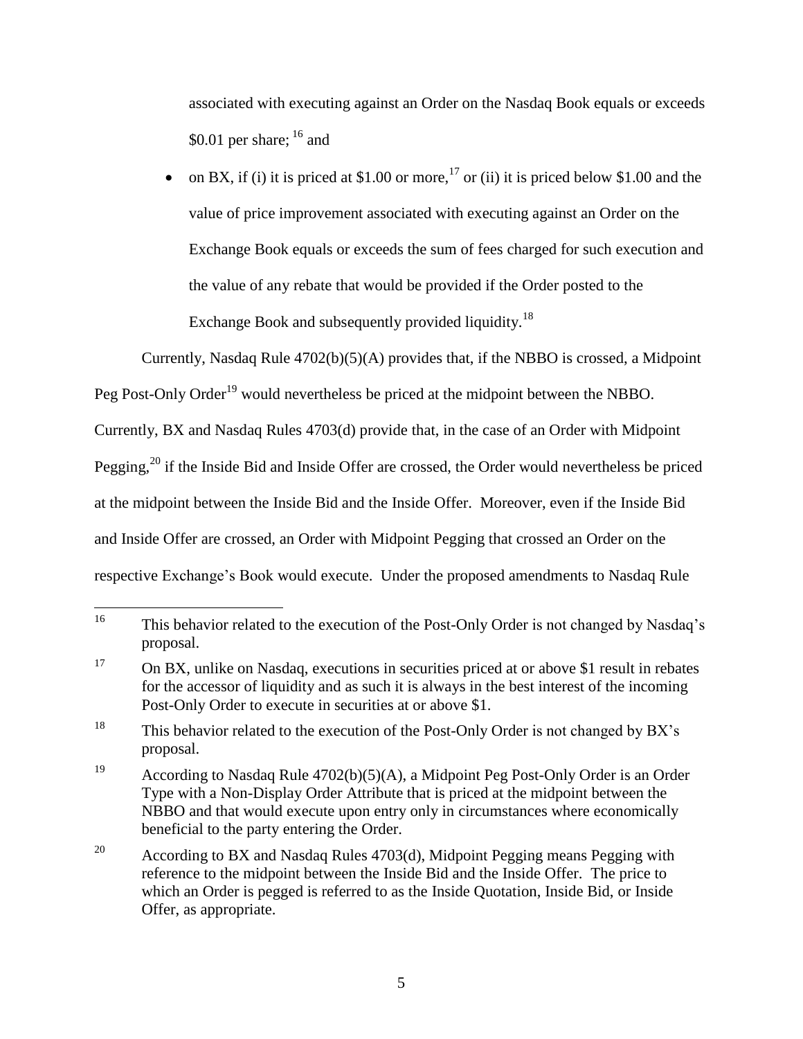associated with executing against an Order on the Nasdaq Book equals or exceeds $0.01 per share; [16] and

- on BX, if (i) it is priced at $1.00 or more,[17] or (ii) it is priced below $1.00 and the value of price improvement associated with executing against an Order on the Exchange Book equals or exceeds the sum of fees charged for such execution and the value of any rebate that would be provided if the Order posted to the Exchange Book and subsequently provided liquidity.[18]

Currently, Nasdaq Rule 4702(b)(5)(A) provides that, if the NBBO is crossed, a Midpoint Peg Post-Only Order[19] would nevertheless be priced at the midpoint between the NBBO. Currently, BX and Nasdaq Rules 4703(d) provide that, in the case of an Order with Midpoint Pegging,[20] if the Inside Bid and Inside Offer are crossed, the Order would nevertheless be priced at the midpoint between the Inside Bid and the Inside Offer. Moreover, even if the Inside Bid and Inside Offer are crossed, an Order with Midpoint Pegging that crossed an Order on the respective Exchange's Book would execute. Under the proposed amendments to Nasdaq Rule

---

[16] This behavior related to the execution of the Post-Only Order is not changed by Nasdaq's proposal.

[17] On BX, unlike on Nasdaq, executions in securities priced at or above $1 result in rebates for the accessor of liquidity and as such it is always in the best interest of the incoming Post-Only Order to execute in securities at or above $1.

[18] This behavior related to the execution of the Post-Only Order is not changed by BX's proposal.

[19] According to Nasdaq Rule 4702(b)(5)(A), a Midpoint Peg Post-Only Order is an Order Type with a Non-Display Order Attribute that is priced at the midpoint between the NBBO and that would execute upon entry only in circumstances where economically beneficial to the party entering the Order.

[20] According to BX and Nasdaq Rules 4703(d), Midpoint Pegging means Pegging with reference to the midpoint between the Inside Bid and the Inside Offer. The price to which an Order is pegged is referred to as the Inside Quotation, Inside Bid, or Inside Offer, as appropriate.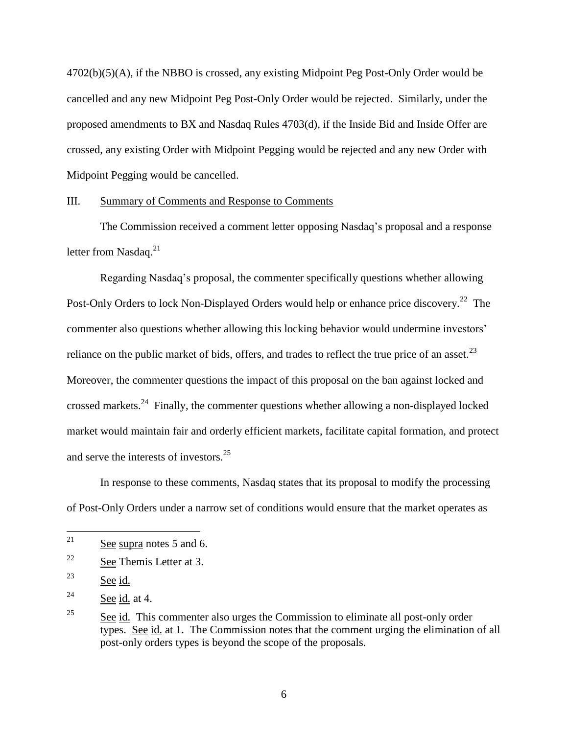4702(b)(5)(A), if the NBBO is crossed, any existing Midpoint Peg Post-Only Order would be cancelled and any new Midpoint Peg Post-Only Order would be rejected. Similarly, under the proposed amendments to BX and Nasdaq Rules 4703(d), if the Inside Bid and Inside Offer are crossed, any existing Order with Midpoint Pegging would be rejected and any new Order with Midpoint Pegging would be cancelled.

## III. Summary of Comments and Response to Comments

The Commission received a comment letter opposing Nasdaq's proposal and a response letter from Nasdaq.[21]

Regarding Nasdaq's proposal, the commenter specifically questions whether allowing Post-Only Orders to lock Non-Displayed Orders would help or enhance price discovery.[22] The commenter also questions whether allowing this locking behavior would undermine investors' reliance on the public market of bids, offers, and trades to reflect the true price of an asset.[23] Moreover, the commenter questions the impact of this proposal on the ban against locked and crossed markets.[24] Finally, the commenter questions whether allowing a non-displayed locked market would maintain fair and orderly efficient markets, facilitate capital formation, and protect and serve the interests of investors.[25]

In response to these comments, Nasdaq states that its proposal to modify the processing of Post-Only Orders under a narrow set of conditions would ensure that the market operates as

---

[21] See supra notes 5 and 6.

[22] See Themis Letter at 3.

[23] See id.

[24] See id. at 4.

[25] See id. This commenter also urges the Commission to eliminate all post-only order types. See id. at 1. The Commission notes that the comment urging the elimination of all post-only orders types is beyond the scope of the proposals.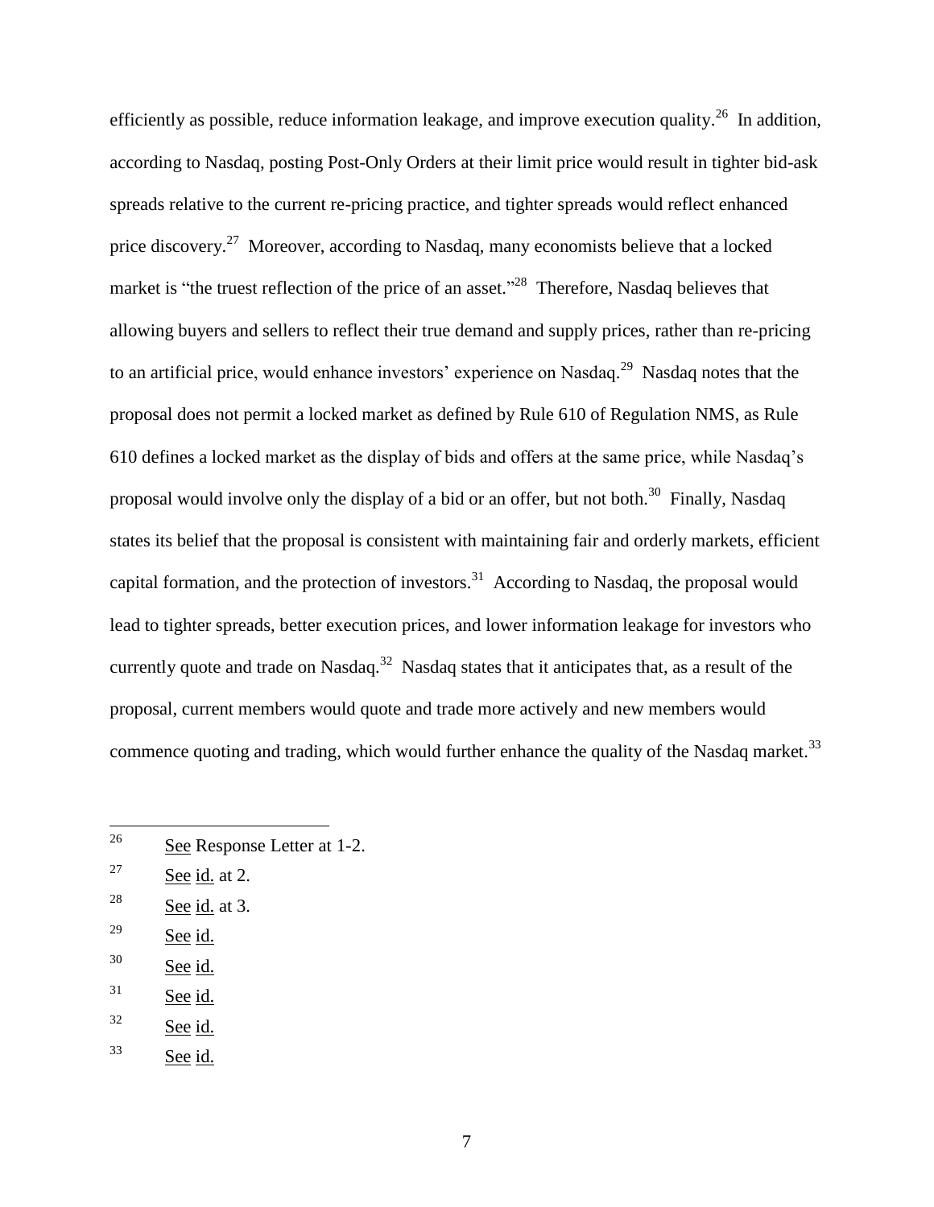efficiently as possible, reduce information leakage, and improve execution quality.[26] In addition, according to Nasdaq, posting Post-Only Orders at their limit price would result in tighter bid-ask spreads relative to the current re-pricing practice, and tighter spreads would reflect enhanced price discovery.[27] Moreover, according to Nasdaq, many economists believe that a locked market is "the truest reflection of the price of an asset."[28] Therefore, Nasdaq believes that allowing buyers and sellers to reflect their true demand and supply prices, rather than re-pricing to an artificial price, would enhance investors' experience on Nasdaq.[29] Nasdaq notes that the proposal does not permit a locked market as defined by Rule 610 of Regulation NMS, as Rule 610 defines a locked market as the display of bids and offers at the same price, while Nasdaq's proposal would involve only the display of a bid or an offer, but not both.[30] Finally, Nasdaq states its belief that the proposal is consistent with maintaining fair and orderly markets, efficient capital formation, and the protection of investors.[31] According to Nasdaq, the proposal would lead to tighter spreads, better execution prices, and lower information leakage for investors who currently quote and trade on Nasdaq.[32] Nasdaq states that it anticipates that, as a result of the proposal, current members would quote and trade more actively and new members would commence quoting and trading, which would further enhance the quality of the Nasdaq market.[33]

---

[26] See Response Letter at 1-2.

[27] See id. at 2.

[28] See id. at 3.

[29] See id.

[30] See id.

[31] See id.

[32] See id.

[33] See id.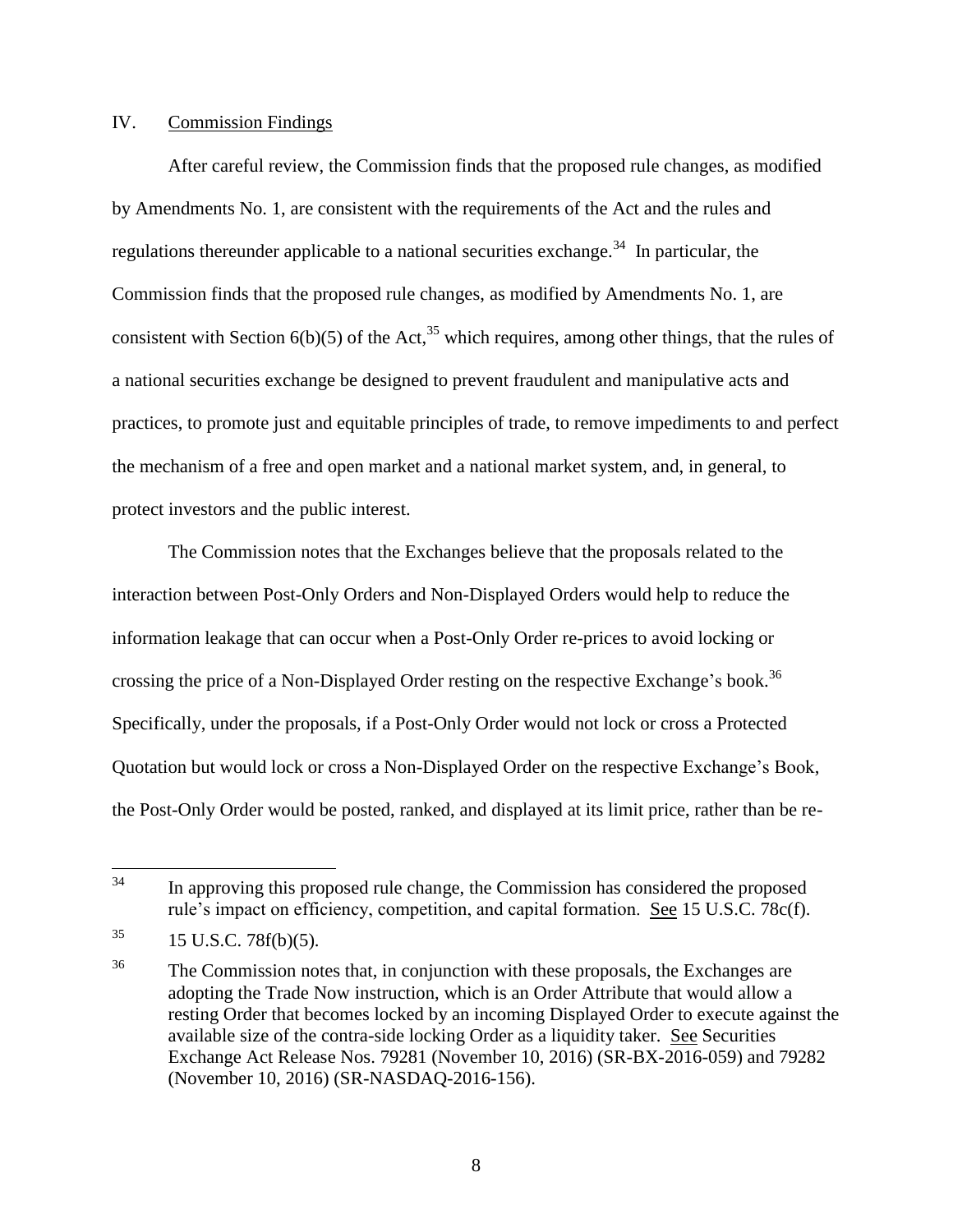## IV. Commission Findings

After careful review, the Commission finds that the proposed rule changes, as modified by Amendments No. 1, are consistent with the requirements of the Act and the rules and regulations thereunder applicable to a national securities exchange.[34] In particular, the Commission finds that the proposed rule changes, as modified by Amendments No. 1, are consistent with Section 6(b)(5) of the Act,[35] which requires, among other things, that the rules of a national securities exchange be designed to prevent fraudulent and manipulative acts and practices, to promote just and equitable principles of trade, to remove impediments to and perfect the mechanism of a free and open market and a national market system, and, in general, to protect investors and the public interest.

The Commission notes that the Exchanges believe that the proposals related to the interaction between Post-Only Orders and Non-Displayed Orders would help to reduce the information leakage that can occur when a Post-Only Order re-prices to avoid locking or crossing the price of a Non-Displayed Order resting on the respective Exchange's book.[36] Specifically, under the proposals, if a Post-Only Order would not lock or cross a Protected Quotation but would lock or cross a Non-Displayed Order on the respective Exchange's Book, the Post-Only Order would be posted, ranked, and displayed at its limit price, rather than be re-

---

[34] In approving this proposed rule change, the Commission has considered the proposed rule's impact on efficiency, competition, and capital formation. See 15 U.S.C. 78c(f).

[35] 15 U.S.C. 78f(b)(5).

[36] The Commission notes that, in conjunction with these proposals, the Exchanges are adopting the Trade Now instruction, which is an Order Attribute that would allow a resting Order that becomes locked by an incoming Displayed Order to execute against the available size of the contra-side locking Order as a liquidity taker. See Securities Exchange Act Release Nos. 79281 (November 10, 2016) (SR-BX-2016-059) and 79282 (November 10, 2016) (SR-NASDAQ-2016-156).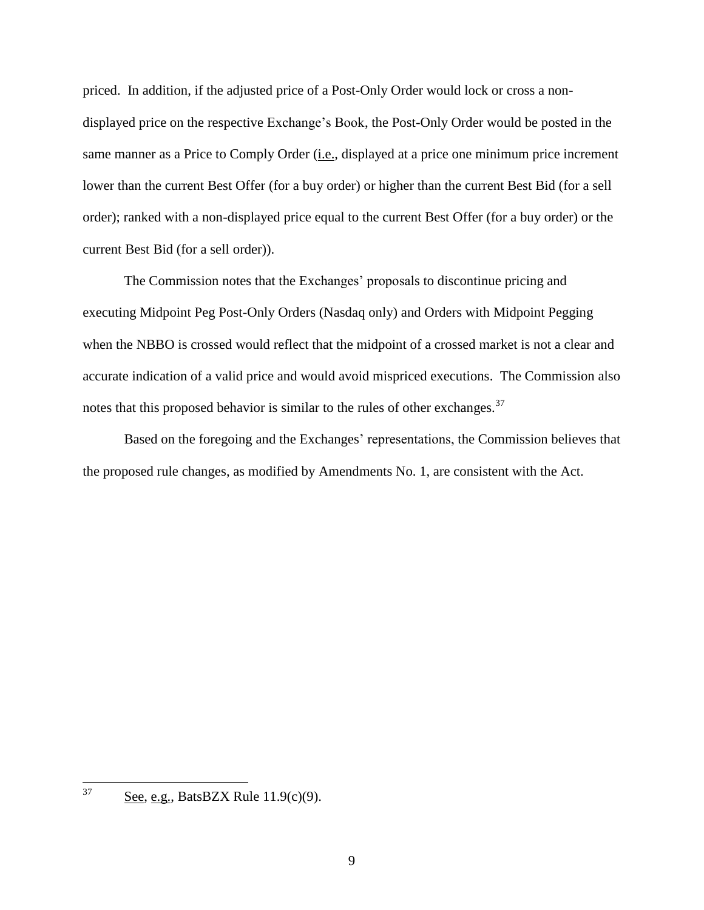priced. In addition, if the adjusted price of a Post-Only Order would lock or cross a non-displayed price on the respective Exchange's Book, the Post-Only Order would be posted in the same manner as a Price to Comply Order (i.e., displayed at a price one minimum price increment lower than the current Best Offer (for a buy order) or higher than the current Best Bid (for a sell order); ranked with a non-displayed price equal to the current Best Offer (for a buy order) or the current Best Bid (for a sell order)).

The Commission notes that the Exchanges' proposals to discontinue pricing and executing Midpoint Peg Post-Only Orders (Nasdaq only) and Orders with Midpoint Pegging when the NBBO is crossed would reflect that the midpoint of a crossed market is not a clear and accurate indication of a valid price and would avoid mispriced executions. The Commission also notes that this proposed behavior is similar to the rules of other exchanges.[37]

Based on the foregoing and the Exchanges' representations, the Commission believes that the proposed rule changes, as modified by Amendments No. 1, are consistent with the Act.

---

[37] See, e.g., BatsBZX Rule 11.9(c)(9).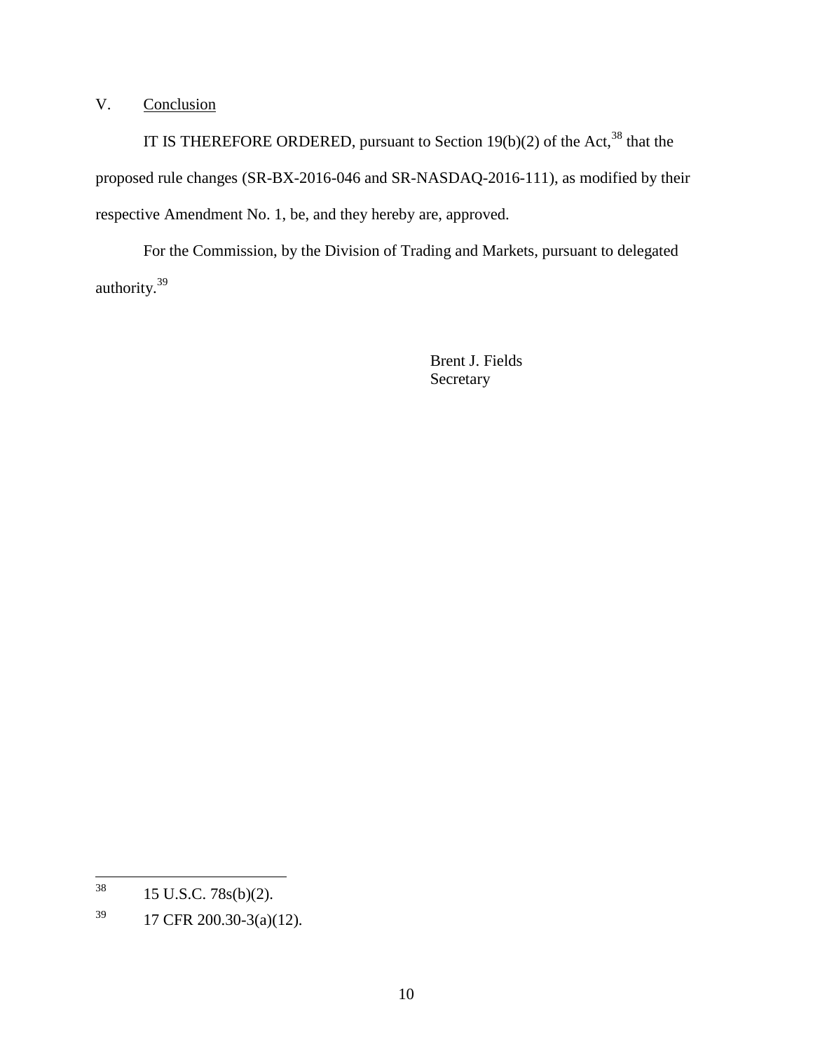## V. Conclusion

IT IS THEREFORE ORDERED, pursuant to Section 19(b)(2) of the Act,[38] that the proposed rule changes (SR-BX-2016-046 and SR-NASDAQ-2016-111), as modified by their respective Amendment No. 1, be, and they hereby are, approved.

For the Commission, by the Division of Trading and Markets, pursuant to delegated authority.[39]

Brent J. Fields
Secretary

---

[38] 15 U.S.C. 78s(b)(2).

[39] 17 CFR 200.30-3(a)(12).